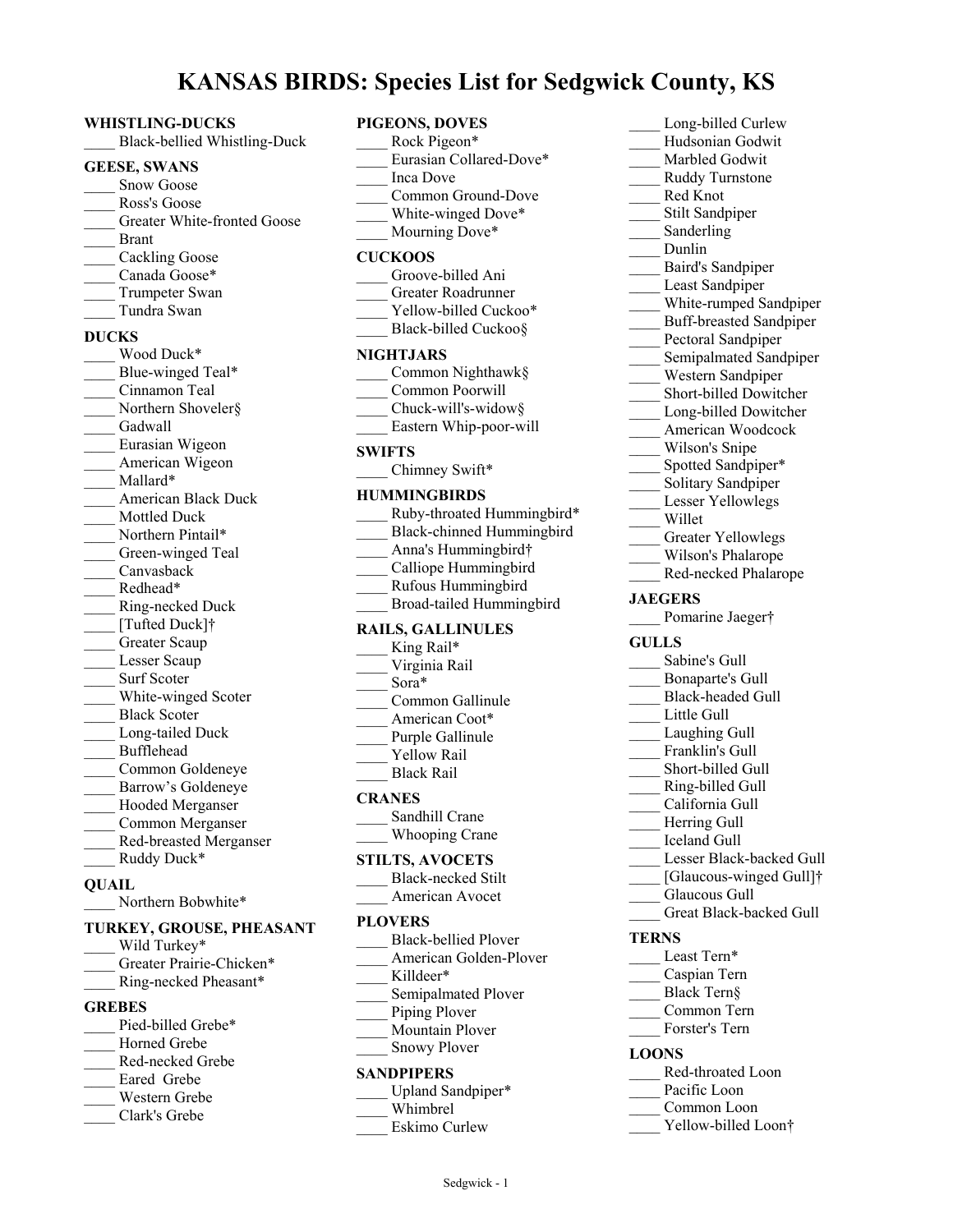# KANSAS BIRDS: Species List for Sedgwick County, KS

**WHISTLING-DUCKS**

____ Black-bellied Whistling-Duck

**GEESE, SWANS**

____ Snow Goose
____ Ross's Goose
____ Greater White-fronted Goose
____ Brant
____ Cackling Goose
____ Canada Goose*
____ Trumpeter Swan
____ Tundra Swan

**DUCKS**

____ Wood Duck*
____ Blue-winged Teal*
____ Cinnamon Teal
____ Northern Shoveler§
____ Gadwall
____ Eurasian Wigeon
____ American Wigeon
____ Mallard*
____ American Black Duck
____ Mottled Duck
____ Northern Pintail*
____ Green-winged Teal
____ Canvasback
____ Redhead*
____ Ring-necked Duck
____ [Tufted Duck]†
____ Greater Scaup
____ Lesser Scaup
____ Surf Scoter
____ White-winged Scoter
____ Black Scoter
____ Long-tailed Duck
____ Bufflehead
____ Common Goldeneye
____ Barrow's Goldeneye
____ Hooded Merganser
____ Common Merganser
____ Red-breasted Merganser
____ Ruddy Duck*

**QUAIL**

____ Northern Bobwhite*

**TURKEY, GROUSE, PHEASANT**

____ Wild Turkey*
____ Greater Prairie-Chicken*
____ Ring-necked Pheasant*

**GREBES**

____ Pied-billed Grebe*
____ Horned Grebe
____ Red-necked Grebe
____ Eared Grebe
____ Western Grebe
____ Clark's Grebe

**PIGEONS, DOVES**

____ Rock Pigeon*
____ Eurasian Collared-Dove*
____ Inca Dove
____ Common Ground-Dove
____ White-winged Dove*
____ Mourning Dove*

**CUCKOOS**

____ Groove-billed Ani
____ Greater Roadrunner
____ Yellow-billed Cuckoo*
____ Black-billed Cuckoo§

**NIGHTJARS**

____ Common Nighthawk§
____ Common Poorwill
____ Chuck-will's-widow§
____ Eastern Whip-poor-will

**SWIFTS**

____ Chimney Swift*

**HUMMINGBIRDS**

____ Ruby-throated Hummingbird*
____ Black-chinned Hummingbird
____ Anna's Hummingbird†
____ Calliope Hummingbird
____ Rufous Hummingbird
____ Broad-tailed Hummingbird

**RAILS, GALLINULES**

____ King Rail*
____ Virginia Rail
____ Sora*
____ Common Gallinule
____ American Coot*
____ Purple Gallinule
____ Yellow Rail
____ Black Rail

**CRANES**

____ Sandhill Crane
____ Whooping Crane

**STILTS, AVOCETS**

____ Black-necked Stilt
____ American Avocet

**PLOVERS**

____ Black-bellied Plover
____ American Golden-Plover
____ Killdeer*
____ Semipalmated Plover
____ Piping Plover
____ Mountain Plover
____ Snowy Plover

**SANDPIPERS**

____ Upland Sandpiper*
____ Whimbrel
____ Eskimo Curlew
____ Long-billed Curlew
____ Hudsonian Godwit
____ Marbled Godwit
____ Ruddy Turnstone
____ Red Knot
____ Stilt Sandpiper
____ Sanderling
____ Dunlin
____ Baird's Sandpiper
____ Least Sandpiper
____ White-rumped Sandpiper
____ Buff-breasted Sandpiper
____ Pectoral Sandpiper
____ Semipalmated Sandpiper
____ Western Sandpiper
____ Short-billed Dowitcher
____ Long-billed Dowitcher
____ American Woodcock
____ Wilson's Snipe
____ Spotted Sandpiper*
____ Solitary Sandpiper
____ Lesser Yellowlegs
____ Willet
____ Greater Yellowlegs
____ Wilson's Phalarope
____ Red-necked Phalarope

**JAEGERS**

____ Pomarine Jaeger†

**GULLS**

____ Sabine's Gull
____ Bonaparte's Gull
____ Black-headed Gull
____ Little Gull
____ Laughing Gull
____ Franklin's Gull
____ Short-billed Gull
____ Ring-billed Gull
____ California Gull
____ Herring Gull
____ Iceland Gull
____ Lesser Black-backed Gull
____ [Glaucous-winged Gull]†
____ Glaucous Gull
____ Great Black-backed Gull

**TERNS**

____ Least Tern*
____ Caspian Tern
____ Black Tern§
____ Common Tern
____ Forster's Tern

**LOONS**

____ Red-throated Loon
____ Pacific Loon
____ Common Loon
____ Yellow-billed Loon†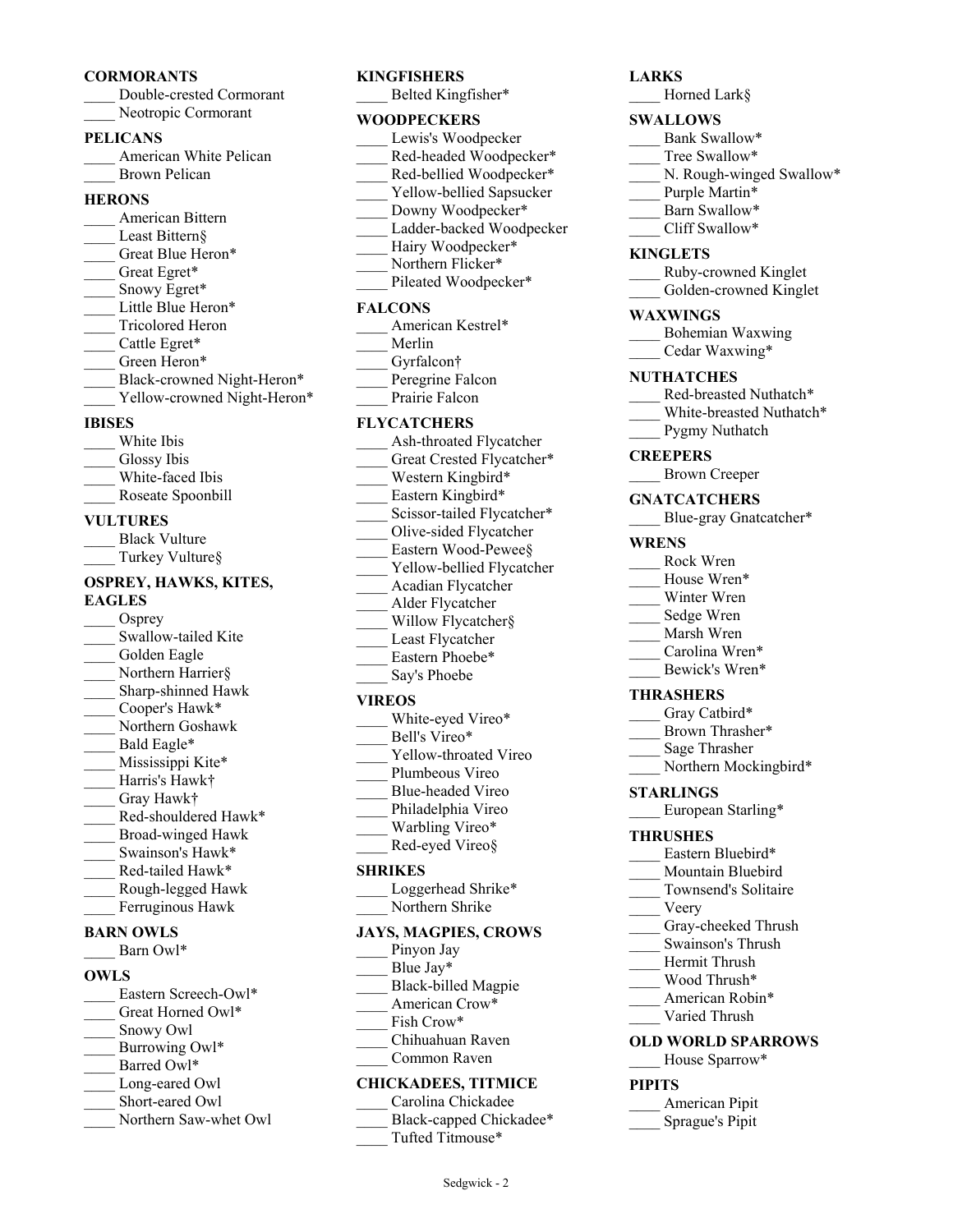**CORMORANTS**

____ Double-crested Cormorant
____ Neotropic Cormorant

**PELICANS**

____ American White Pelican
____ Brown Pelican

**HERONS**

____ American Bittern
____ Least Bittern§
____ Great Blue Heron*
____ Great Egret*
____ Snowy Egret*
____ Little Blue Heron*
____ Tricolored Heron
____ Cattle Egret*
____ Green Heron*
____ Black-crowned Night-Heron*
____ Yellow-crowned Night-Heron*

**IBISES**

____ White Ibis
____ Glossy Ibis
____ White-faced Ibis
____ Roseate Spoonbill

**VULTURES**

____ Black Vulture
____ Turkey Vulture§

**OSPREY, HAWKS, KITES, EAGLES**

____ Osprey
____ Swallow-tailed Kite
____ Golden Eagle
____ Northern Harrier§
____ Sharp-shinned Hawk
____ Cooper's Hawk*
____ Northern Goshawk
____ Bald Eagle*
____ Mississippi Kite*
____ Harris's Hawk†
____ Gray Hawk†
____ Red-shouldered Hawk*
____ Broad-winged Hawk
____ Swainson's Hawk*
____ Red-tailed Hawk*
____ Rough-legged Hawk
____ Ferruginous Hawk

**BARN OWLS**

____ Barn Owl*

**OWLS**

____ Eastern Screech-Owl*
____ Great Horned Owl*
____ Snowy Owl
____ Burrowing Owl*
____ Barred Owl*
____ Long-eared Owl
____ Short-eared Owl
____ Northern Saw-whet Owl

**KINGFISHERS**

____ Belted Kingfisher*

**WOODPECKERS**

____ Lewis's Woodpecker
____ Red-headed Woodpecker*
____ Red-bellied Woodpecker*
____ Yellow-bellied Sapsucker
____ Downy Woodpecker*
____ Ladder-backed Woodpecker
____ Hairy Woodpecker*
____ Northern Flicker*
____ Pileated Woodpecker*

**FALCONS**

____ American Kestrel*
____ Merlin
____ Gyrfalcon†
____ Peregrine Falcon
____ Prairie Falcon

**FLYCATCHERS**

____ Ash-throated Flycatcher
____ Great Crested Flycatcher*
____ Western Kingbird*
____ Eastern Kingbird*
____ Scissor-tailed Flycatcher*
____ Olive-sided Flycatcher
____ Eastern Wood-Pewee§
____ Yellow-bellied Flycatcher
____ Acadian Flycatcher
____ Alder Flycatcher
____ Willow Flycatcher§
____ Least Flycatcher
____ Eastern Phoebe*
____ Say's Phoebe

**VIREOS**

____ White-eyed Vireo*
____ Bell's Vireo*
____ Yellow-throated Vireo
____ Plumbeous Vireo
____ Blue-headed Vireo
____ Philadelphia Vireo
____ Warbling Vireo*
____ Red-eyed Vireo§

**SHRIKES**

____ Loggerhead Shrike*
____ Northern Shrike

**JAYS, MAGPIES, CROWS**

____ Pinyon Jay
____ Blue Jay*
____ Black-billed Magpie
____ American Crow*
____ Fish Crow*
____ Chihuahuan Raven
____ Common Raven

**CHICKADEES, TITMICE**

____ Carolina Chickadee
____ Black-capped Chickadee*
____ Tufted Titmouse*

**LARKS**

____ Horned Lark§

**SWALLOWS**

____ Bank Swallow*
____ Tree Swallow*
____ N. Rough-winged Swallow*
____ Purple Martin*
____ Barn Swallow*
____ Cliff Swallow*

**KINGLETS**

____ Ruby-crowned Kinglet
____ Golden-crowned Kinglet

**WAXWINGS**

____ Bohemian Waxwing
____ Cedar Waxwing*

**NUTHATCHES**

____ Red-breasted Nuthatch*
____ White-breasted Nuthatch*
____ Pygmy Nuthatch

**CREEPERS**

____ Brown Creeper

**GNATCATCHERS**

____ Blue-gray Gnatcatcher*

**WRENS**

____ Rock Wren
____ House Wren*
____ Winter Wren
____ Sedge Wren
____ Marsh Wren
____ Carolina Wren*
____ Bewick's Wren*

**THRASHERS**

____ Gray Catbird*
____ Brown Thrasher*
____ Sage Thrasher
____ Northern Mockingbird*

**STARLINGS**

____ European Starling*

**THRUSHES**

____ Eastern Bluebird*
____ Mountain Bluebird
____ Townsend's Solitaire
____ Veery
____ Gray-cheeked Thrush
____ Swainson's Thrush
____ Hermit Thrush
____ Wood Thrush*
____ American Robin*
____ Varied Thrush

**OLD WORLD SPARROWS**

____ House Sparrow*

**PIPITS**

____ American Pipit
____ Sprague's Pipit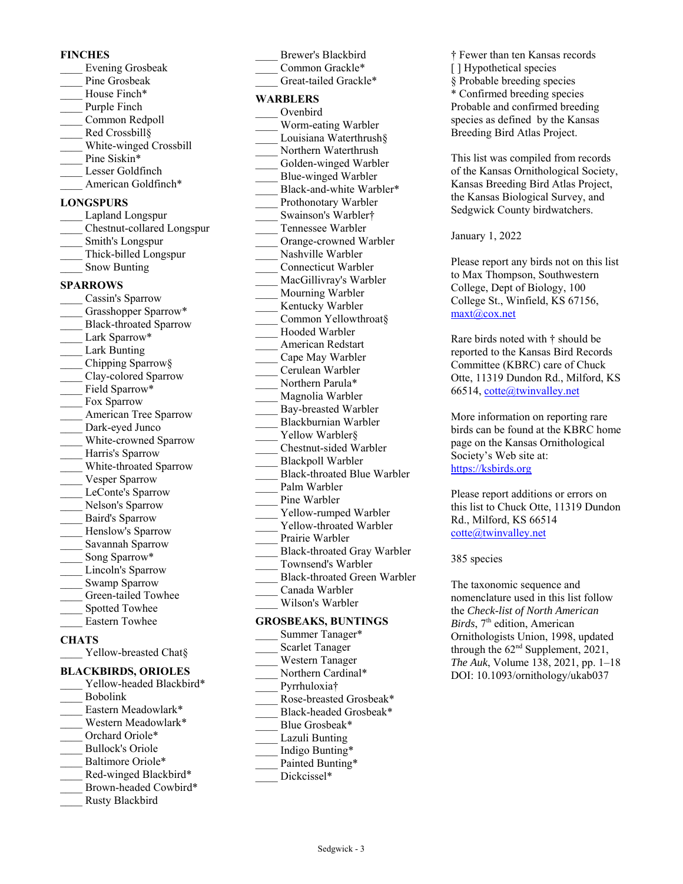## FINCHES

____ Evening Grosbeak
____ Pine Grosbeak
____ House Finch*
____ Purple Finch
____ Common Redpoll
____ Red Crossbill§
____ White-winged Crossbill
____ Pine Siskin*
____ Lesser Goldfinch
____ American Goldfinch*

## LONGSPURS

____ Lapland Longspur
____ Chestnut-collared Longspur
____ Smith's Longspur
____ Thick-billed Longspur
____ Snow Bunting

## SPARROWS

____ Cassin's Sparrow
____ Grasshopper Sparrow*
____ Black-throated Sparrow
____ Lark Sparrow*
____ Lark Bunting
____ Chipping Sparrow§
____ Clay-colored Sparrow
____ Field Sparrow*
____ Fox Sparrow
____ American Tree Sparrow
____ Dark-eyed Junco
____ White-crowned Sparrow
____ Harris's Sparrow
____ White-throated Sparrow
____ Vesper Sparrow
____ LeConte's Sparrow
____ Nelson's Sparrow
____ Baird's Sparrow
____ Henslow's Sparrow
____ Savannah Sparrow
____ Song Sparrow*
____ Lincoln's Sparrow
____ Swamp Sparrow
____ Green-tailed Towhee
____ Spotted Towhee
____ Eastern Towhee

## CHATS

____ Yellow-breasted Chat§

## BLACKBIRDS, ORIOLES

____ Yellow-headed Blackbird*
____ Bobolink
____ Eastern Meadowlark*
____ Western Meadowlark*
____ Orchard Oriole*
____ Bullock's Oriole
____ Baltimore Oriole*
____ Red-winged Blackbird*
____ Brown-headed Cowbird*
____ Rusty Blackbird
____ Brewer's Blackbird
____ Common Grackle*
____ Great-tailed Grackle*

## WARBLERS

____ Ovenbird
____ Worm-eating Warbler
____ Louisiana Waterthrush§
____ Northern Waterthrush
____ Golden-winged Warbler
____ Blue-winged Warbler
____ Black-and-white Warbler*
____ Prothonotary Warbler
____ Swainson's Warbler†
____ Tennessee Warbler
____ Orange-crowned Warbler
____ Nashville Warbler
____ Connecticut Warbler
____ MacGillivray's Warbler
____ Mourning Warbler
____ Kentucky Warbler
____ Common Yellowthroat§
____ Hooded Warbler
____ American Redstart
____ Cape May Warbler
____ Cerulean Warbler
____ Northern Parula*
____ Magnolia Warbler
____ Bay-breasted Warbler
____ Blackburnian Warbler
____ Yellow Warbler§
____ Chestnut-sided Warbler
____ Blackpoll Warbler
____ Black-throated Blue Warbler
____ Palm Warbler
____ Pine Warbler
____ Yellow-rumped Warbler
____ Yellow-throated Warbler
____ Prairie Warbler
____ Black-throated Gray Warbler
____ Townsend's Warbler
____ Black-throated Green Warbler
____ Canada Warbler
____ Wilson's Warbler

## GROSBEAKS, BUNTINGS

____ Summer Tanager*
____ Scarlet Tanager
____ Western Tanager
____ Northern Cardinal*
____ Pyrrhuloxia†
____ Rose-breasted Grosbeak*
____ Black-headed Grosbeak*
____ Blue Grosbeak*
____ Lazuli Bunting
____ Indigo Bunting*
____ Painted Bunting*
____ Dickcissel*

† Fewer than ten Kansas records
[ ] Hypothetical species
§ Probable breeding species
* Confirmed breeding species
Probable and confirmed breeding species as defined by the Kansas Breeding Bird Atlas Project.

This list was compiled from records of the Kansas Ornithological Society, Kansas Breeding Bird Atlas Project, the Kansas Biological Survey, and Sedgwick County birdwatchers.

January 1, 2022

Please report any birds not on this list to Max Thompson, Southwestern College, Dept of Biology, 100 College St., Winfield, KS 67156, maxt@cox.net

Rare birds noted with † should be reported to the Kansas Bird Records Committee (KBRC) care of Chuck Otte, 11319 Dundon Rd., Milford, KS 66514, cotte@twinvalley.net

More information on reporting rare birds can be found at the KBRC home page on the Kansas Ornithological Society's Web site at: https://ksbirds.org

Please report additions or errors on this list to Chuck Otte, 11319 Dundon Rd., Milford, KS 66514 cotte@twinvalley.net

385 species

The taxonomic sequence and nomenclature used in this list follow the *Check-list of North American Birds*, 7th edition, American Ornithologists Union, 1998, updated through the 62nd Supplement, 2021, *The Auk*, Volume 138, 2021, pp. 1–18 DOI: 10.1093/ornithology/ukab037